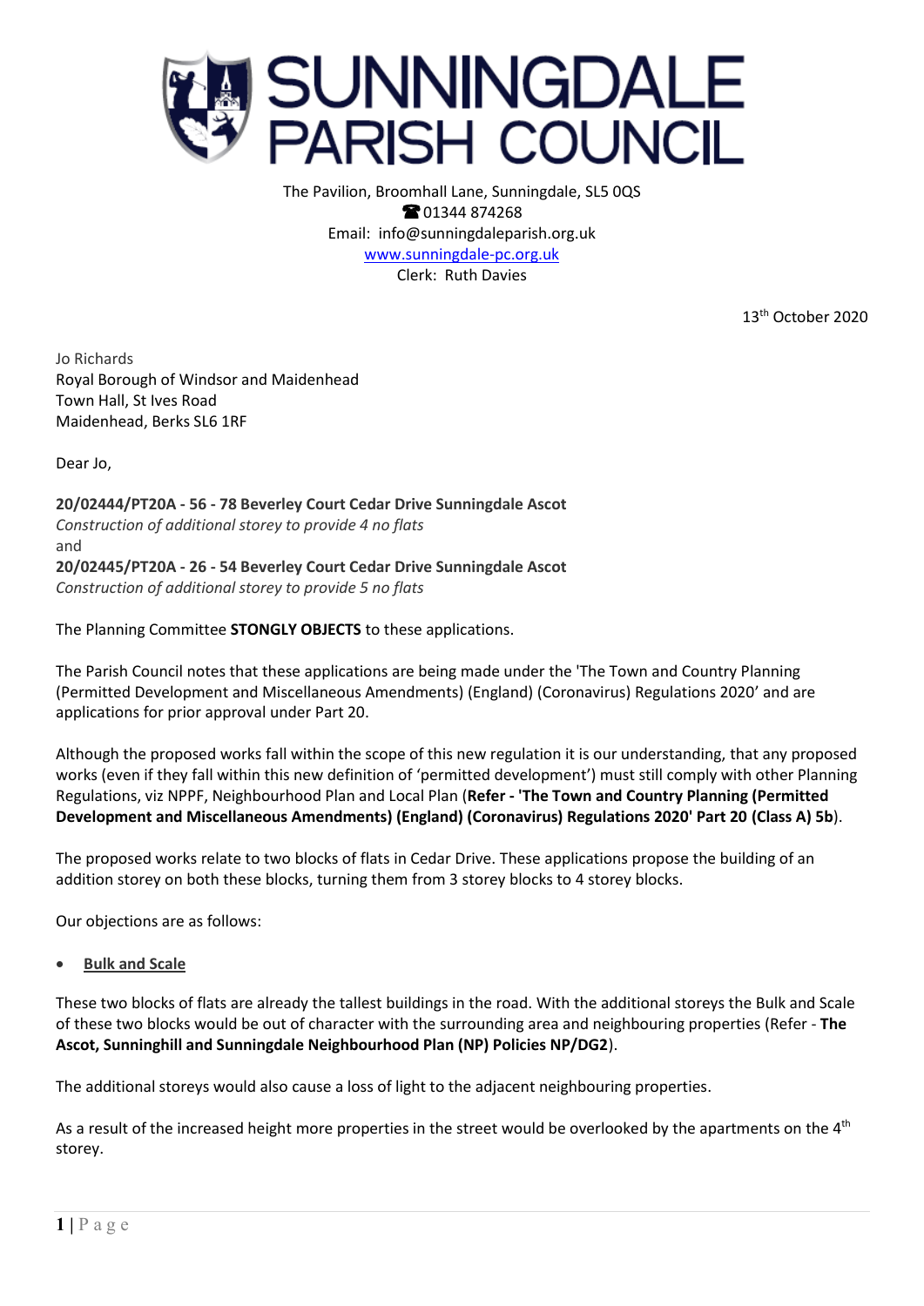# SUNNINGDALE PARISH COUNCIL

The Pavilion, Broomhall Lane, Sunningdale, SL5 0QS
☎ 01344 874268
Email: info@sunningdaleparish.org.uk
www.sunningdale-pc.org.uk
Clerk: Ruth Davies

13th October 2020

Jo Richards
Royal Borough of Windsor and Maidenhead
Town Hall, St Ives Road
Maidenhead, Berks SL6 1RF

Dear Jo,

**20/02444/PT20A - 56 - 78 Beverley Court Cedar Drive Sunningdale Ascot**
*Construction of additional storey to provide 4 no flats*
and
**20/02445/PT20A - 26 - 54 Beverley Court Cedar Drive Sunningdale Ascot**
*Construction of additional storey to provide 5 no flats*

The Planning Committee **STONGLY OBJECTS** to these applications.

The Parish Council notes that these applications are being made under the 'The Town and Country Planning (Permitted Development and Miscellaneous Amendments) (England) (Coronavirus) Regulations 2020' and are applications for prior approval under Part 20.

Although the proposed works fall within the scope of this new regulation it is our understanding, that any proposed works (even if they fall within this new definition of 'permitted development') must still comply with other Planning Regulations, viz NPPF, Neighbourhood Plan and Local Plan (**Refer - 'The Town and Country Planning (Permitted Development and Miscellaneous Amendments) (England) (Coronavirus) Regulations 2020' Part 20 (Class A) 5b**).

The proposed works relate to two blocks of flats in Cedar Drive. These applications propose the building of an addition storey on both these blocks, turning them from 3 storey blocks to 4 storey blocks.

Our objections are as follows:

- **Bulk and Scale**

These two blocks of flats are already the tallest buildings in the road. With the additional storeys the Bulk and Scale of these two blocks would be out of character with the surrounding area and neighbouring properties (Refer - **The Ascot, Sunninghill and Sunningdale Neighbourhood Plan (NP) Policies NP/DG2**).

The additional storeys would also cause a loss of light to the adjacent neighbouring properties.

As a result of the increased height more properties in the street would be overlooked by the apartments on the 4th storey.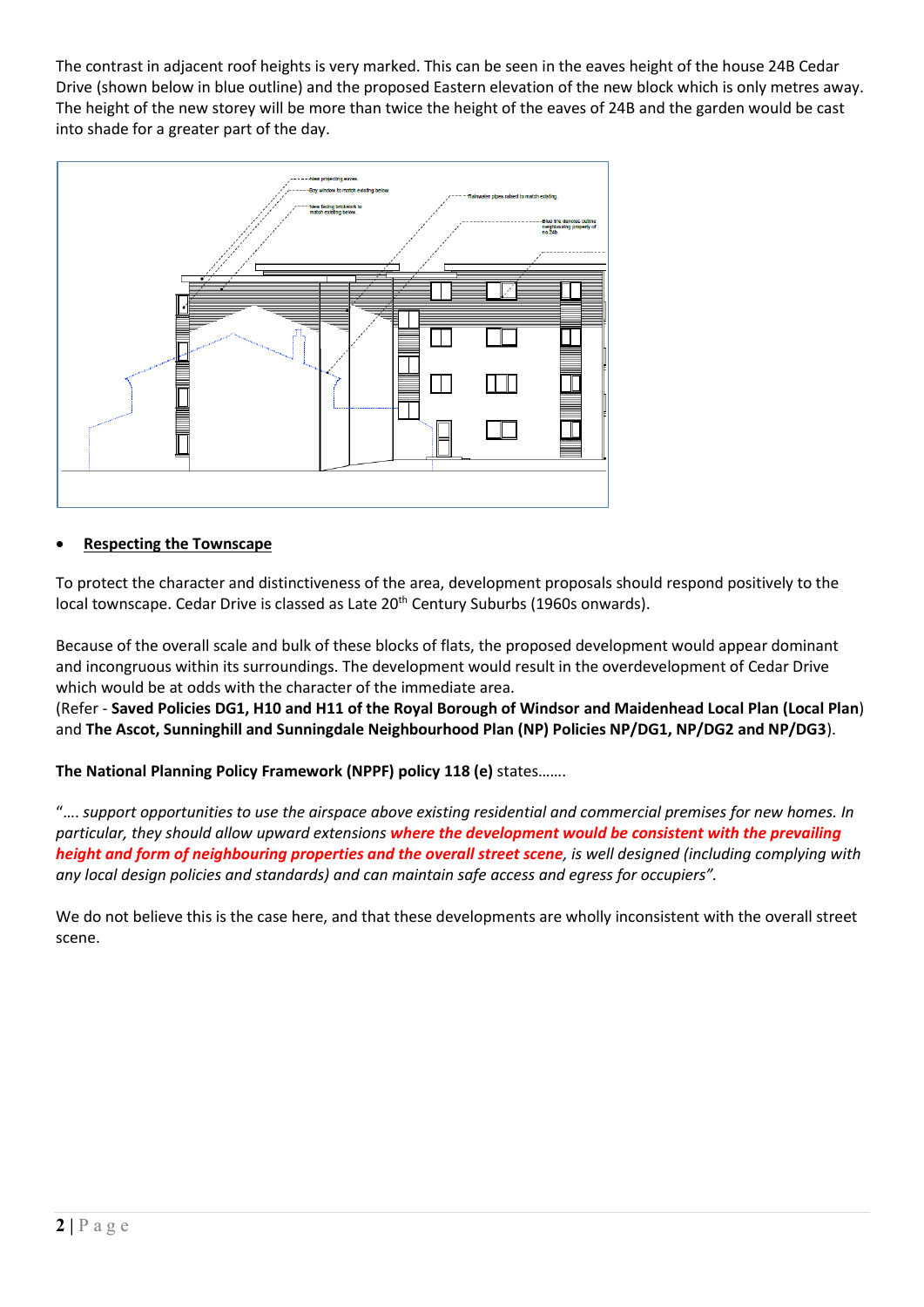The contrast in adjacent roof heights is very marked. This can be seen in the eaves height of the house 24B Cedar Drive (shown below in blue outline) and the proposed Eastern elevation of the new block which is only metres away. The height of the new storey will be more than twice the height of the eaves of 24B and the garden would be cast into shade for a greater part of the day.

- **<u>Respecting the Townscape</u>**

To protect the character and distinctiveness of the area, development proposals should respond positively to the local townscape. Cedar Drive is classed as Late 20th Century Suburbs (1960s onwards).

Because of the overall scale and bulk of these blocks of flats, the proposed development would appear dominant and incongruous within its surroundings. The development would result in the overdevelopment of Cedar Drive which would be at odds with the character of the immediate area.
(Refer - **Saved Policies DG1, H10 and H11 of the Royal Borough of Windsor and Maidenhead Local Plan (Local Plan**) and **The Ascot, Sunninghill and Sunningdale Neighbourhood Plan (NP) Policies NP/DG1, NP/DG2 and NP/DG3**).

**The National Planning Policy Framework (NPPF) policy 118 (e)** states…….

"…. *support opportunities to use the airspace above existing residential and commercial premises for new homes. In particular, they should allow upward extensions* ***where the development would be consistent with the prevailing height and form of neighbouring properties and the overall street scene****, is well designed (including complying with any local design policies and standards) and can maintain safe access and egress for occupiers".*

We do not believe this is the case here, and that these developments are wholly inconsistent with the overall street scene.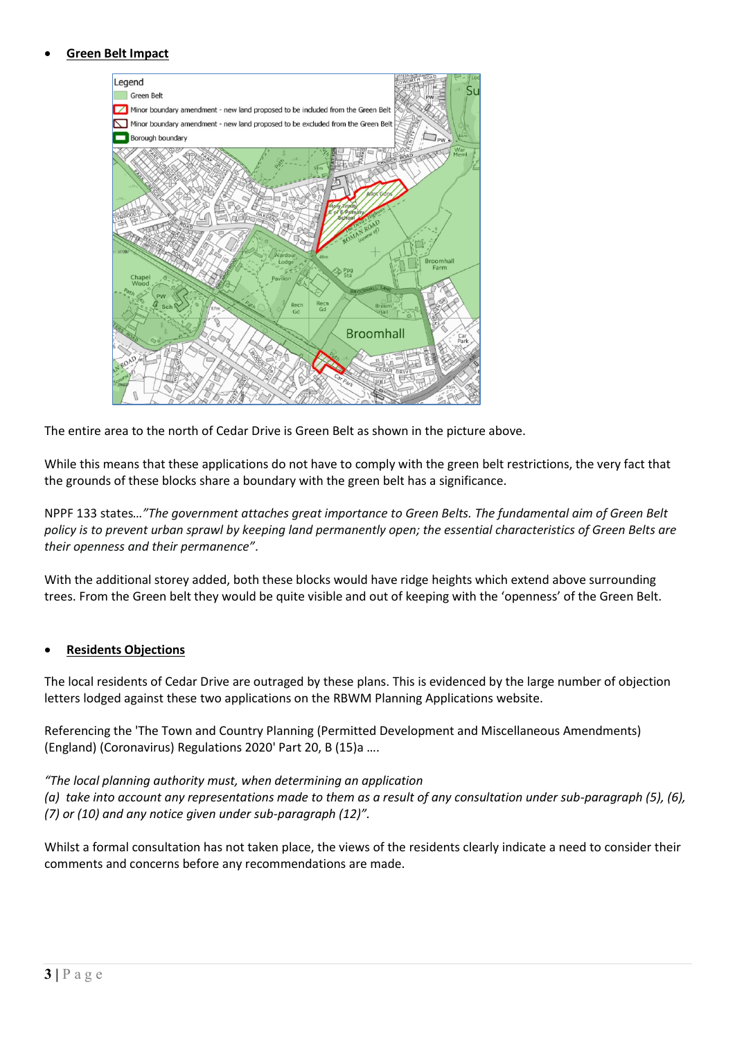- **Green Belt Impact**

The entire area to the north of Cedar Drive is Green Belt as shown in the picture above.

While this means that these applications do not have to comply with the green belt restrictions, the very fact that the grounds of these blocks share a boundary with the green belt has a significance.

NPPF 133 states…*"The government attaches great importance to Green Belts. The fundamental aim of Green Belt policy is to prevent urban sprawl by keeping land permanently open; the essential characteristics of Green Belts are their openness and their permanence"*.

With the additional storey added, both these blocks would have ridge heights which extend above surrounding trees. From the Green belt they would be quite visible and out of keeping with the 'openness' of the Green Belt.

- **Residents Objections**

The local residents of Cedar Drive are outraged by these plans. This is evidenced by the large number of objection letters lodged against these two applications on the RBWM Planning Applications website.

Referencing the 'The Town and Country Planning (Permitted Development and Miscellaneous Amendments) (England) (Coronavirus) Regulations 2020' Part 20, B (15)a ….

*"The local planning authority must, when determining an application*
*(a) take into account any representations made to them as a result of any consultation under sub-paragraph (5), (6), (7) or (10) and any notice given under sub-paragraph (12)".*

Whilst a formal consultation has not taken place, the views of the residents clearly indicate a need to consider their comments and concerns before any recommendations are made.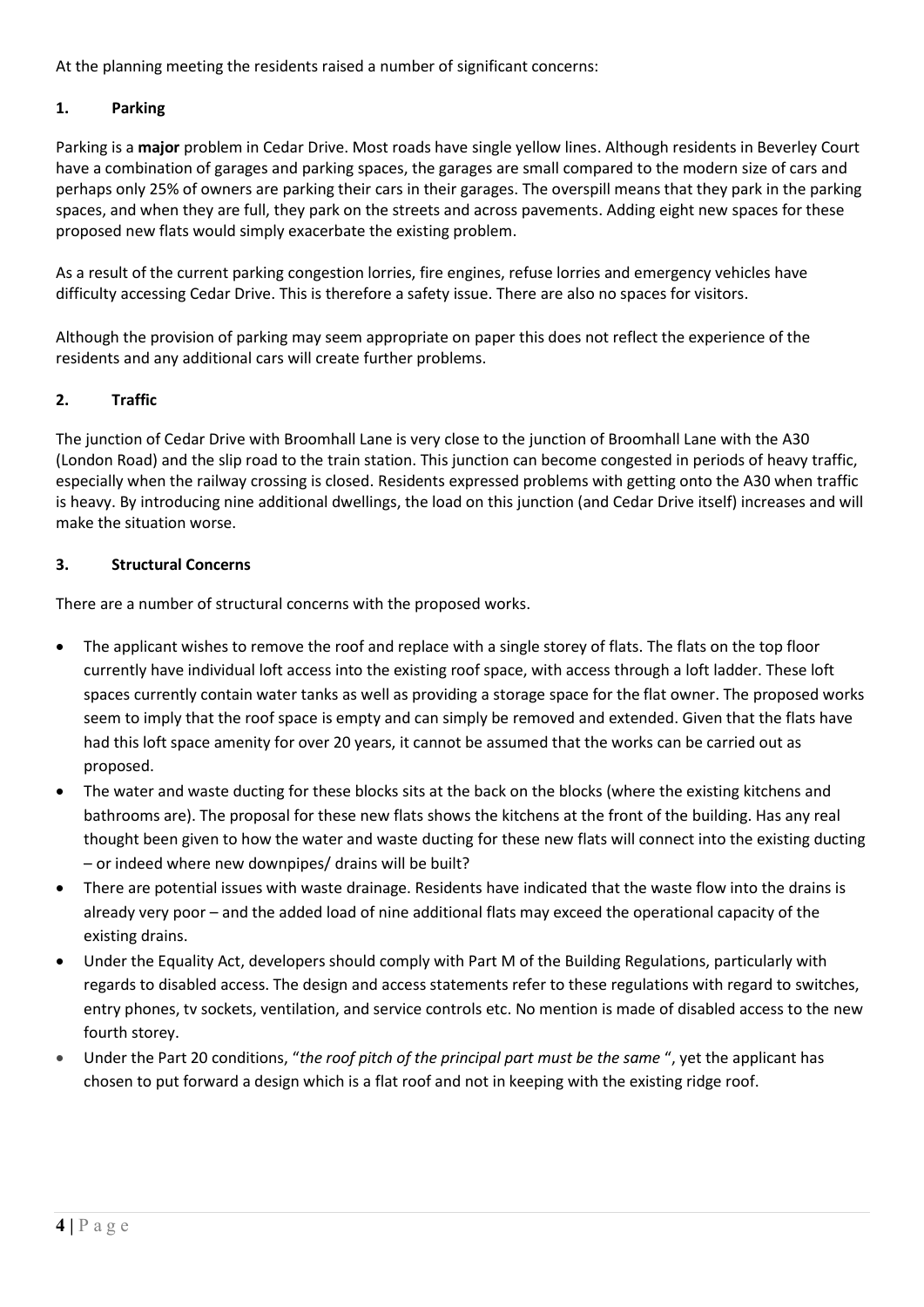At the planning meeting the residents raised a number of significant concerns:

### 1. Parking

Parking is a **major** problem in Cedar Drive. Most roads have single yellow lines. Although residents in Beverley Court have a combination of garages and parking spaces, the garages are small compared to the modern size of cars and perhaps only 25% of owners are parking their cars in their garages. The overspill means that they park in the parking spaces, and when they are full, they park on the streets and across pavements. Adding eight new spaces for these proposed new flats would simply exacerbate the existing problem.

As a result of the current parking congestion lorries, fire engines, refuse lorries and emergency vehicles have difficulty accessing Cedar Drive. This is therefore a safety issue. There are also no spaces for visitors.

Although the provision of parking may seem appropriate on paper this does not reflect the experience of the residents and any additional cars will create further problems.

### 2. Traffic

The junction of Cedar Drive with Broomhall Lane is very close to the junction of Broomhall Lane with the A30 (London Road) and the slip road to the train station. This junction can become congested in periods of heavy traffic, especially when the railway crossing is closed. Residents expressed problems with getting onto the A30 when traffic is heavy. By introducing nine additional dwellings, the load on this junction (and Cedar Drive itself) increases and will make the situation worse.

### 3. Structural Concerns

There are a number of structural concerns with the proposed works.

- The applicant wishes to remove the roof and replace with a single storey of flats. The flats on the top floor currently have individual loft access into the existing roof space, with access through a loft ladder. These loft spaces currently contain water tanks as well as providing a storage space for the flat owner. The proposed works seem to imply that the roof space is empty and can simply be removed and extended. Given that the flats have had this loft space amenity for over 20 years, it cannot be assumed that the works can be carried out as proposed.
- The water and waste ducting for these blocks sits at the back on the blocks (where the existing kitchens and bathrooms are). The proposal for these new flats shows the kitchens at the front of the building. Has any real thought been given to how the water and waste ducting for these new flats will connect into the existing ducting – or indeed where new downpipes/ drains will be built?
- There are potential issues with waste drainage. Residents have indicated that the waste flow into the drains is already very poor – and the added load of nine additional flats may exceed the operational capacity of the existing drains.
- Under the Equality Act, developers should comply with Part M of the Building Regulations, particularly with regards to disabled access. The design and access statements refer to these regulations with regard to switches, entry phones, tv sockets, ventilation, and service controls etc. No mention is made of disabled access to the new fourth storey.
- Under the Part 20 conditions, "*the roof pitch of the principal part must be the same* ", yet the applicant has chosen to put forward a design which is a flat roof and not in keeping with the existing ridge roof.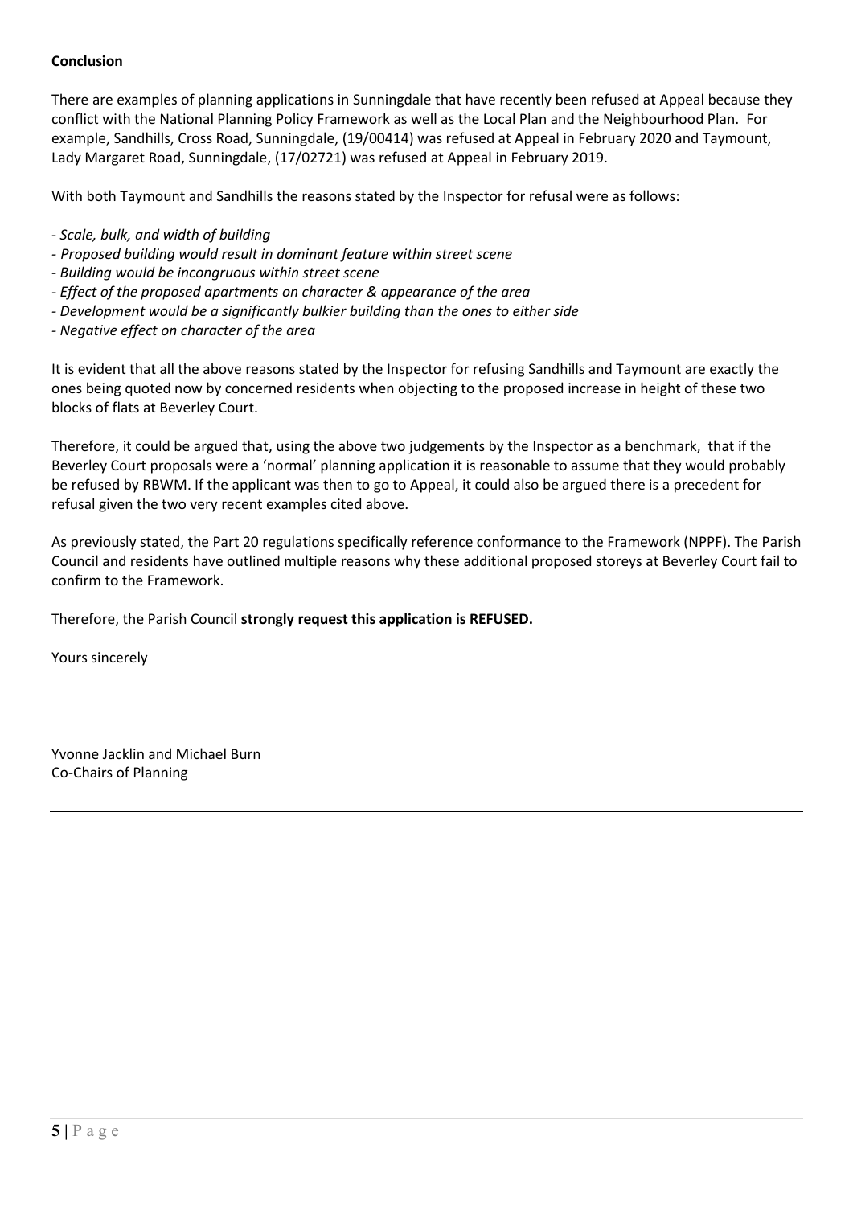**Conclusion**

There are examples of planning applications in Sunningdale that have recently been refused at Appeal because they conflict with the National Planning Policy Framework as well as the Local Plan and the Neighbourhood Plan. For example, Sandhills, Cross Road, Sunningdale, (19/00414) was refused at Appeal in February 2020 and Taymount, Lady Margaret Road, Sunningdale, (17/02721) was refused at Appeal in February 2019.

With both Taymount and Sandhills the reasons stated by the Inspector for refusal were as follows:

- *Scale, bulk, and width of building*
- *Proposed building would result in dominant feature within street scene*
- *Building would be incongruous within street scene*
- *Effect of the proposed apartments on character & appearance of the area*
- *Development would be a significantly bulkier building than the ones to either side*
- *Negative effect on character of the area*

It is evident that all the above reasons stated by the Inspector for refusing Sandhills and Taymount are exactly the ones being quoted now by concerned residents when objecting to the proposed increase in height of these two blocks of flats at Beverley Court.

Therefore, it could be argued that, using the above two judgements by the Inspector as a benchmark, that if the Beverley Court proposals were a 'normal' planning application it is reasonable to assume that they would probably be refused by RBWM. If the applicant was then to go to Appeal, it could also be argued there is a precedent for refusal given the two very recent examples cited above.

As previously stated, the Part 20 regulations specifically reference conformance to the Framework (NPPF). The Parish Council and residents have outlined multiple reasons why these additional proposed storeys at Beverley Court fail to confirm to the Framework.

Therefore, the Parish Council **strongly request this application is REFUSED.**

Yours sincerely

Yvonne Jacklin and Michael Burn
Co-Chairs of Planning